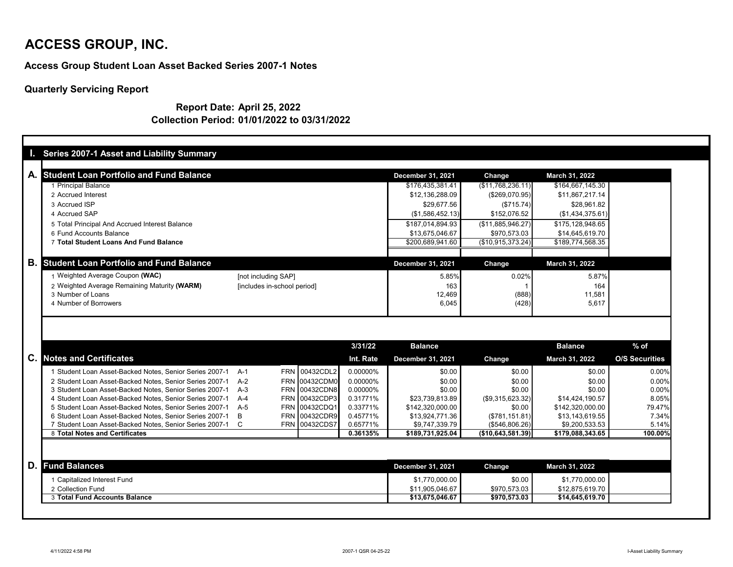# ACCESS GROUP, INC.

## Access Group Student Loan Asset Backed Series 2007-1 Notes

### Quarterly Servicing Report

**Report Date: April 25, 2022**
**Collection Period: 01/01/2022 to 03/31/2022**

## I. Series 2007-1 Asset and Liability Summary

### A. Student Loan Portfolio and Fund Balance

| | December 31, 2021 | Change | March 31, 2022 |
|---|---|---|---|
| 1 Principal Balance | $176,435,381.41 | ($11,768,236.11) | $164,667,145.30 |
| 2 Accrued Interest | $12,136,288.09 | ($269,070.95) | $11,867,217.14 |
| 3 Accrued ISP | $29,677.56 | ($715.74) | $28,961.82 |
| 4 Accrued SAP | ($1,586,452.13) | $152,076.52 | ($1,434,375.61) |
| 5 Total Principal And Accrued Interest Balance | $187,014,894.93 | ($11,885,946.27) | $175,128,948.65 |
| 6 Fund Accounts Balance | $13,675,046.67 | $970,573.03 | $14,645,619.70 |
| 7 **Total Student Loans And Fund Balance** | $200,689,941.60 | ($10,915,373.24) | $189,774,568.35 |

### B. Student Loan Portfolio and Fund Balance

| | | December 31, 2021 | Change | March 31, 2022 |
|---|---|---|---|---|
| 1 Weighted Average Coupon **(WAC)** | [not including SAP] | 5.85% | 0.02% | 5.87% |
| 2 Weighted Average Remaining Maturity **(WARM)** | [includes in-school period] | 163 | 1 | 164 |
| 3 Number of Loans | | 12,469 | (888) | 11,581 |
| 4 Number of Borrowers | | 6,045 | (428) | 5,617 |

### C. Notes and Certificates

| | | | | 3/31/22 Int. Rate | Balance December 31, 2021 | Change | Balance March 31, 2022 | % of O/S Securities |
|---|---|---|---|---|---|---|---|---|
| 1 Student Loan Asset-Backed Notes, Senior Series 2007-1 | A-1 | FRN | 00432CDL2 | 0.00000% | $0.00 | $0.00 | $0.00 | 0.00% |
| 2 Student Loan Asset-Backed Notes, Senior Series 2007-1 | A-2 | FRN | 00432CDM0 | 0.00000% | $0.00 | $0.00 | $0.00 | 0.00% |
| 3 Student Loan Asset-Backed Notes, Senior Series 2007-1 | A-3 | FRN | 00432CDN8 | 0.00000% | $0.00 | $0.00 | $0.00 | 0.00% |
| 4 Student Loan Asset-Backed Notes, Senior Series 2007-1 | A-4 | FRN | 00432CDP3 | 0.31771% | $23,739,813.89 | ($9,315,623.32) | $14,424,190.57 | 8.05% |
| 5 Student Loan Asset-Backed Notes, Senior Series 2007-1 | A-5 | FRN | 00432CDQ1 | 0.33771% | $142,320,000.00 | $0.00 | $142,320,000.00 | 79.47% |
| 6 Student Loan Asset-Backed Notes, Senior Series 2007-1 | B | FRN | 00432CDR9 | 0.45771% | $13,924,771.36 | ($781,151.81) | $13,143,619.55 | 7.34% |
| 7 Student Loan Asset-Backed Notes, Senior Series 2007-1 | C | FRN | 00432CDS7 | 0.65771% | $9,747,339.79 | ($546,806.26) | $9,200,533.53 | 5.14% |
| 8 **Total Notes and Certificates** | | | | **0.36135%** | **$189,731,925.04** | **($10,643,581.39)** | **$179,088,343.65** | **100.00%** |

### D. Fund Balances

| | December 31, 2021 | Change | March 31, 2022 |
|---|---|---|---|
| 1 Capitalized Interest Fund | $1,770,000.00 | $0.00 | $1,770,000.00 |
| 2 Collection Fund | $11,905,046.67 | $970,573.03 | $12,875,619.70 |
| 3 **Total Fund Accounts Balance** | **$13,675,046.67** | **$970,573.03** | **$14,645,619.70** |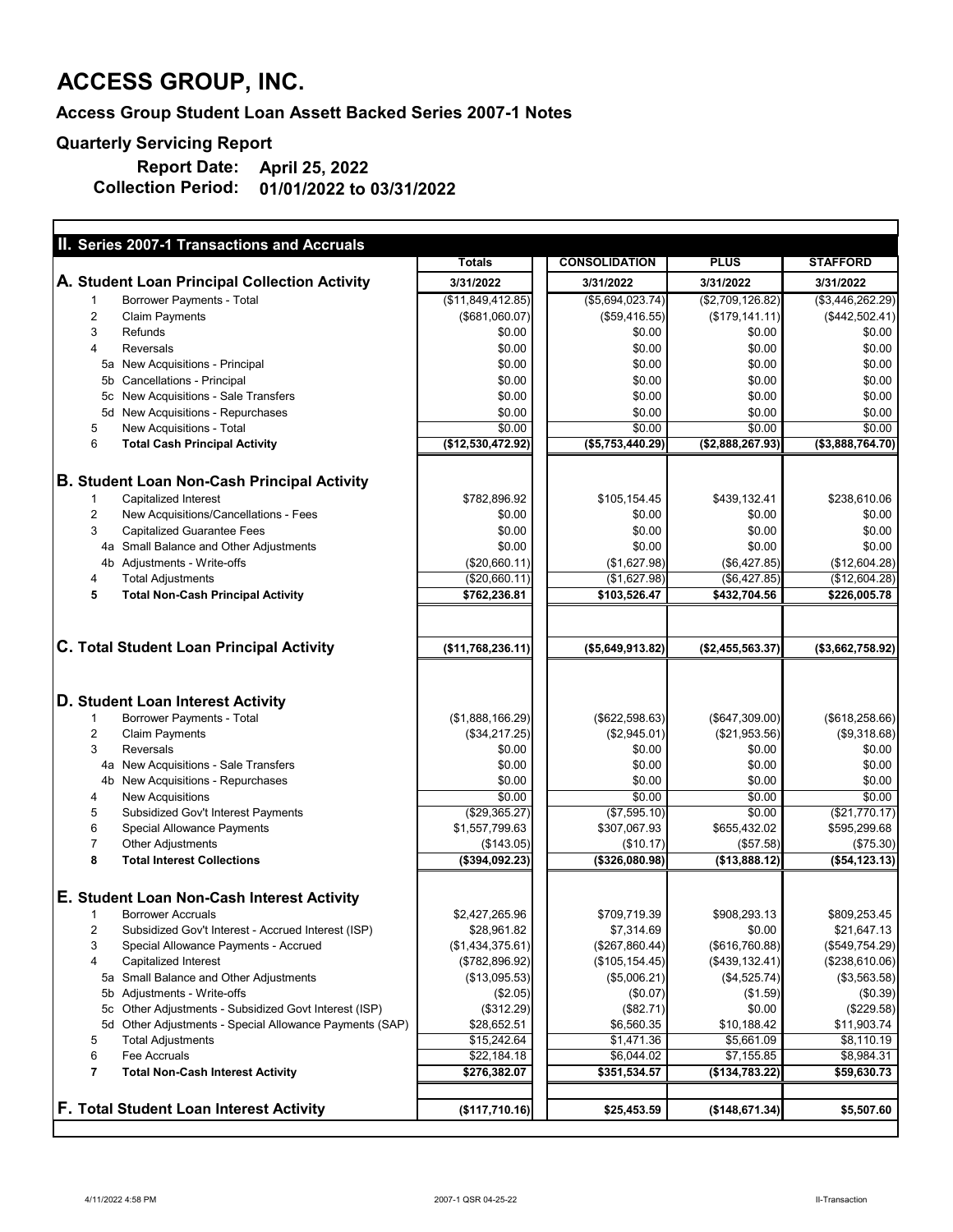# ACCESS GROUP, INC.

**Access Group Student Loan Assett Backed Series 2007-1 Notes**

**Quarterly Servicing Report**

**Report Date: April 25, 2022**

**Collection Period: 01/01/2022 to 03/31/2022**

## II. Series 2007-1 Transactions and Accruals

| | | Totals | CONSOLIDATION | PLUS | STAFFORD |
|---|---|---|---|---|---|
| **A. Student Loan Principal Collection Activity** | | 3/31/2022 | 3/31/2022 | 3/31/2022 | 3/31/2022 |
| 1 | Borrower Payments - Total | ($11,849,412.85) | ($5,694,023.74) | ($2,709,126.82) | ($3,446,262.29) |
| 2 | Claim Payments | ($681,060.07) | ($59,416.55) | ($179,141.11) | ($442,502.41) |
| 3 | Refunds | $0.00 | $0.00 | $0.00 | $0.00 |
| 4 | Reversals | $0.00 | $0.00 | $0.00 | $0.00 |
| 5a | New Acquisitions - Principal | $0.00 | $0.00 | $0.00 | $0.00 |
| 5b | Cancellations - Principal | $0.00 | $0.00 | $0.00 | $0.00 |
| 5c | New Acquisitions - Sale Transfers | $0.00 | $0.00 | $0.00 | $0.00 |
| 5d | New Acquisitions - Repurchases | $0.00 | $0.00 | $0.00 | $0.00 |
| 5 | New Acquisitions - Total | $0.00 | $0.00 | $0.00 | $0.00 |
| 6 | **Total Cash Principal Activity** | **($12,530,472.92)** | **($5,753,440.29)** | **($2,888,267.93)** | **($3,888,764.70)** |
| **B. Student Loan Non-Cash Principal Activity** | | | | | |
| 1 | Capitalized Interest | $782,896.92 | $105,154.45 | $439,132.41 | $238,610.06 |
| 2 | New Acquisitions/Cancellations - Fees | $0.00 | $0.00 | $0.00 | $0.00 |
| 3 | Capitalized Guarantee Fees | $0.00 | $0.00 | $0.00 | $0.00 |
| 4a | Small Balance and Other Adjustments | $0.00 | $0.00 | $0.00 | $0.00 |
| 4b | Adjustments - Write-offs | ($20,660.11) | ($1,627.98) | ($6,427.85) | ($12,604.28) |
| 4 | Total Adjustments | ($20,660.11) | ($1,627.98) | ($6,427.85) | ($12,604.28) |
| **5** | **Total Non-Cash Principal Activity** | **$762,236.81** | **$103,526.47** | **$432,704.56** | **$226,005.78** |
| **C. Total Student Loan Principal Activity** | | **($11,768,236.11)** | **($5,649,913.82)** | **($2,455,563.37)** | **($3,662,758.92)** |
| **D. Student Loan Interest Activity** | | | | | |
| 1 | Borrower Payments - Total | ($1,888,166.29) | ($622,598.63) | ($647,309.00) | ($618,258.66) |
| 2 | Claim Payments | ($34,217.25) | ($2,945.01) | ($21,953.56) | ($9,318.68) |
| 3 | Reversals | $0.00 | $0.00 | $0.00 | $0.00 |
| 4a | New Acquisitions - Sale Transfers | $0.00 | $0.00 | $0.00 | $0.00 |
| 4b | New Acquisitions - Repurchases | $0.00 | $0.00 | $0.00 | $0.00 |
| 4 | New Acquisitions | $0.00 | $0.00 | $0.00 | $0.00 |
| 5 | Subsidized Gov't Interest Payments | ($29,365.27) | ($7,595.10) | $0.00 | ($21,770.17) |
| 6 | Special Allowance Payments | $1,557,799.63 | $307,067.93 | $655,432.02 | $595,299.68 |
| 7 | Other Adjustments | ($143.05) | ($10.17) | ($57.58) | ($75.30) |
| **8** | **Total Interest Collections** | **($394,092.23)** | **($326,080.98)** | **($13,888.12)** | **($54,123.13)** |
| **E. Student Loan Non-Cash Interest Activity** | | | | | |
| 1 | Borrower Accruals | $2,427,265.96 | $709,719.39 | $908,293.13 | $809,253.45 |
| 2 | Subsidized Gov't Interest - Accrued Interest (ISP) | $28,961.82 | $7,314.69 | $0.00 | $21,647.13 |
| 3 | Special Allowance Payments - Accrued | ($1,434,375.61) | ($267,860.44) | ($616,760.88) | ($549,754.29) |
| 4 | Capitalized Interest | ($782,896.92) | ($105,154.45) | ($439,132.41) | ($238,610.06) |
| 5a | Small Balance and Other Adjustments | ($13,095.53) | ($5,006.21) | ($4,525.74) | ($3,563.58) |
| 5b | Adjustments - Write-offs | ($2.05) | ($0.07) | ($1.59) | ($0.39) |
| 5c | Other Adjustments - Subsidized Govt Interest (ISP) | ($312.29) | ($82.71) | $0.00 | ($229.58) |
| 5d | Other Adjustments - Special Allowance Payments (SAP) | $28,652.51 | $6,560.35 | $10,188.42 | $11,903.74 |
| 5 | Total Adjustments | $15,242.64 | $1,471.36 | $5,661.09 | $8,110.19 |
| 6 | Fee Accruals | $22,184.18 | $6,044.02 | $7,155.85 | $8,984.31 |
| **7** | **Total Non-Cash Interest Activity** | **$276,382.07** | **$351,534.57** | **($134,783.22)** | **$59,630.73** |
| **F. Total Student Loan Interest Activity** | | **($117,710.16)** | **$25,453.59** | **($148,671.34)** | **$5,507.60** |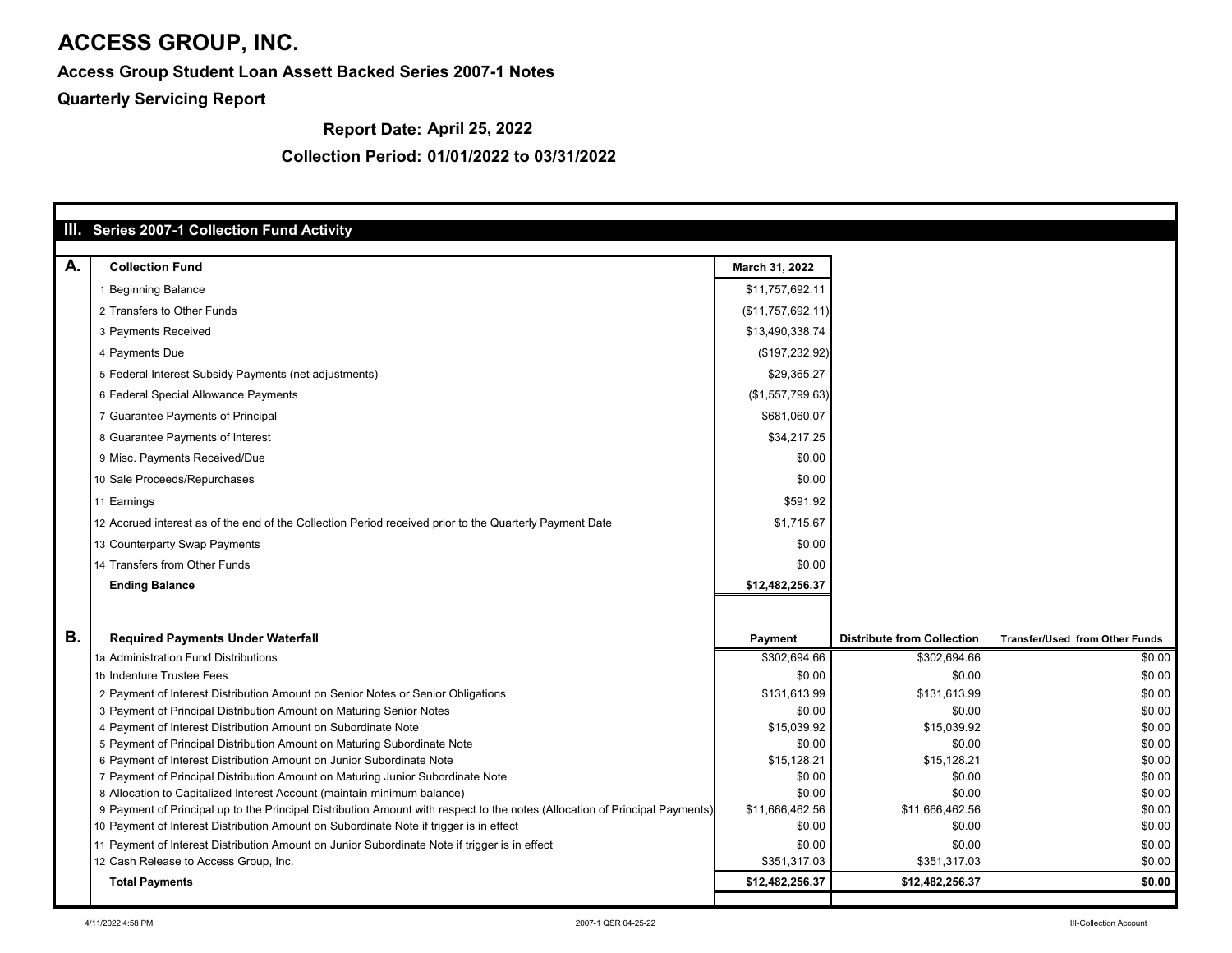# ACCESS GROUP, INC.

**Access Group Student Loan Assett Backed Series 2007-1 Notes**

**Quarterly Servicing Report**

**Report Date: April 25, 2022**

**Collection Period: 01/01/2022 to 03/31/2022**

## III. Series 2007-1 Collection Fund Activity

| A. | Collection Fund | March 31, 2022 |
|---|---|---|
| | 1 Beginning Balance | $11,757,692.11 |
| | 2 Transfers to Other Funds | ($11,757,692.11) |
| | 3 Payments Received | $13,490,338.74 |
| | 4 Payments Due | ($197,232.92) |
| | 5 Federal Interest Subsidy Payments (net adjustments) | $29,365.27 |
| | 6 Federal Special Allowance Payments | ($1,557,799.63) |
| | 7 Guarantee Payments of Principal | $681,060.07 |
| | 8 Guarantee Payments of Interest | $34,217.25 |
| | 9 Misc. Payments Received/Due | $0.00 |
| | 10 Sale Proceeds/Repurchases | $0.00 |
| | 11 Earnings | $591.92 |
| | 12 Accrued interest as of the end of the Collection Period received prior to the Quarterly Payment Date | $1,715.67 |
| | 13 Counterparty Swap Payments | $0.00 |
| | 14 Transfers from Other Funds | $0.00 |
| | **Ending Balance** | **$12,482,256.37** |

| B. | Required Payments Under Waterfall | Payment | Distribute from Collection | Transfer/Used from Other Funds |
|---|---|---|---|---|
| | 1a Administration Fund Distributions | $302,694.66 | $302,694.66 | $0.00 |
| | 1b Indenture Trustee Fees | $0.00 | $0.00 | $0.00 |
| | 2 Payment of Interest Distribution Amount on Senior Notes or Senior Obligations | $131,613.99 | $131,613.99 | $0.00 |
| | 3 Payment of Principal Distribution Amount on Maturing Senior Notes | $0.00 | $0.00 | $0.00 |
| | 4 Payment of Interest Distribution Amount on Subordinate Note | $15,039.92 | $15,039.92 | $0.00 |
| | 5 Payment of Principal Distribution Amount on Maturing Subordinate Note | $0.00 | $0.00 | $0.00 |
| | 6 Payment of Interest Distribution Amount on Junior Subordinate Note | $15,128.21 | $15,128.21 | $0.00 |
| | 7 Payment of Principal Distribution Amount on Maturing Junior Subordinate Note | $0.00 | $0.00 | $0.00 |
| | 8 Allocation to Capitalized Interest Account (maintain minimum balance) | $0.00 | $0.00 | $0.00 |
| | 9 Payment of Principal up to the Principal Distribution Amount with respect to the notes (Allocation of Principal Payments) | $11,666,462.56 | $11,666,462.56 | $0.00 |
| | 10 Payment of Interest Distribution Amount on Subordinate Note if trigger is in effect | $0.00 | $0.00 | $0.00 |
| | 11 Payment of Interest Distribution Amount on Junior Subordinate Note if trigger is in effect | $0.00 | $0.00 | $0.00 |
| | 12 Cash Release to Access Group, Inc. | $351,317.03 | $351,317.03 | $0.00 |
| | **Total Payments** | **$12,482,256.37** | **$12,482,256.37** | **$0.00** |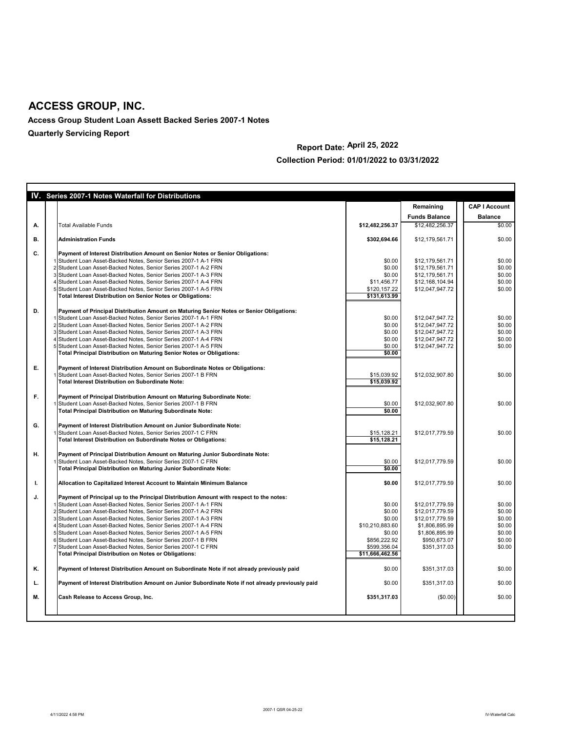# ACCESS GROUP, INC.

**Access Group Student Loan Assett Backed Series 2007-1 Notes**

**Quarterly Servicing Report**

**Report Date: April 25, 2022**

**Collection Period: 01/01/2022 to 03/31/2022**

| IV. | | Series 2007-1 Notes Waterfall for Distributions | | Remaining Funds Balance | CAP I Account Balance |
|---|---|---|---|---|---|
| A. | | Total Available Funds | $12,482,256.37 | $12,482,256.37 | $0.00 |
| B. | | **Administration Funds** | **$302,694.66** | $12,179,561.71 | $0.00 |
| C. | | **Payment of Interest Distribution Amount on Senior Notes or Senior Obligations:** | | | |
| | 1 | Student Loan Asset-Backed Notes, Senior Series 2007-1 A-1 FRN | $0.00 | $12,179,561.71 | $0.00 |
| | 2 | Student Loan Asset-Backed Notes, Senior Series 2007-1 A-2 FRN | $0.00 | $12,179,561.71 | $0.00 |
| | 3 | Student Loan Asset-Backed Notes, Senior Series 2007-1 A-3 FRN | $0.00 | $12,179,561.71 | $0.00 |
| | 4 | Student Loan Asset-Backed Notes, Senior Series 2007-1 A-4 FRN | $11,456.77 | $12,168,104.94 | $0.00 |
| | 5 | Student Loan Asset-Backed Notes, Senior Series 2007-1 A-5 FRN | $120,157.22 | $12,047,947.72 | $0.00 |
| | | **Total Interest Distribution on Senior Notes or Obligations:** | **$131,613.99** | | |
| D. | | **Payment of Principal Distribution Amount on Maturing Senior Notes or Senior Obligations:** | | | |
| | 1 | Student Loan Asset-Backed Notes, Senior Series 2007-1 A-1 FRN | $0.00 | $12,047,947.72 | $0.00 |
| | 2 | Student Loan Asset-Backed Notes, Senior Series 2007-1 A-2 FRN | $0.00 | $12,047,947.72 | $0.00 |
| | 3 | Student Loan Asset-Backed Notes, Senior Series 2007-1 A-3 FRN | $0.00 | $12,047,947.72 | $0.00 |
| | 4 | Student Loan Asset-Backed Notes, Senior Series 2007-1 A-4 FRN | $0.00 | $12,047,947.72 | $0.00 |
| | 5 | Student Loan Asset-Backed Notes, Senior Series 2007-1 A-5 FRN | $0.00 | $12,047,947.72 | $0.00 |
| | | **Total Principal Distribution on Maturing Senior Notes or Obligations:** | **$0.00** | | |
| E. | | **Payment of Interest Distribution Amount on Subordinate Notes or Obligations:** | | | |
| | 1 | Student Loan Asset-Backed Notes, Senior Series 2007-1 B FRN | $15,039.92 | $12,032,907.80 | $0.00 |
| | | **Total Interest Distribution on Subordinate Note:** | **$15,039.92** | | |
| F. | | **Payment of Principal Distribution Amount on Maturing Subordinate Note:** | | | |
| | 1 | Student Loan Asset-Backed Notes, Senior Series 2007-1 B FRN | $0.00 | $12,032,907.80 | $0.00 |
| | | **Total Principal Distribution on Maturing Subordinate Note:** | **$0.00** | | |
| G. | | **Payment of Interest Distribution Amount on Junior Subordinate Note:** | | | |
| | 1 | Student Loan Asset-Backed Notes, Senior Series 2007-1 C FRN | $15,128.21 | $12,017,779.59 | $0.00 |
| | | **Total Interest Distribution on Subordinate Notes or Obligations:** | **$15,128.21** | | |
| H. | | **Payment of Principal Distribution Amount on Maturing Junior Subordinate Note:** | | | |
| | 1 | Student Loan Asset-Backed Notes, Senior Series 2007-1 C FRN | $0.00 | $12,017,779.59 | $0.00 |
| | | **Total Principal Distribution on Maturing Junior Subordinate Note:** | **$0.00** | | |
| I. | | **Allocation to Capitalized Interest Account to Maintain Minimum Balance** | **$0.00** | $12,017,779.59 | $0.00 |
| J. | | **Payment of Principal up to the Principal Distribution Amount with respect to the notes:** | | | |
| | 1 | Student Loan Asset-Backed Notes, Senior Series 2007-1 A-1 FRN | $0.00 | $12,017,779.59 | $0.00 |
| | 2 | Student Loan Asset-Backed Notes, Senior Series 2007-1 A-2 FRN | $0.00 | $12,017,779.59 | $0.00 |
| | 3 | Student Loan Asset-Backed Notes, Senior Series 2007-1 A-3 FRN | $0.00 | $12,017,779.59 | $0.00 |
| | 4 | Student Loan Asset-Backed Notes, Senior Series 2007-1 A-4 FRN | $10,210,883.60 | $1,806,895.99 | $0.00 |
| | 5 | Student Loan Asset-Backed Notes, Senior Series 2007-1 A-5 FRN | $0.00 | $1,806,895.99 | $0.00 |
| | 6 | Student Loan Asset-Backed Notes, Senior Series 2007-1 B FRN | $856,222.92 | $950,673.07 | $0.00 |
| | 7 | Student Loan Asset-Backed Notes, Senior Series 2007-1 C FRN | $599,356.04 | $351,317.03 | $0.00 |
| | | **Total Principal Distribution on Notes or Obligations:** | **$11,666,462.56** | | |
| K. | | **Payment of Interest Distribution Amount on Subordinate Note if not already previously paid** | $0.00 | $351,317.03 | $0.00 |
| L. | | **Payment of Interest Distribution Amount on Junior Subordinate Note if not already previously paid** | $0.00 | $351,317.03 | $0.00 |
| M. | | **Cash Release to Access Group, Inc.** | **$351,317.03** | ($0.00) | $0.00 |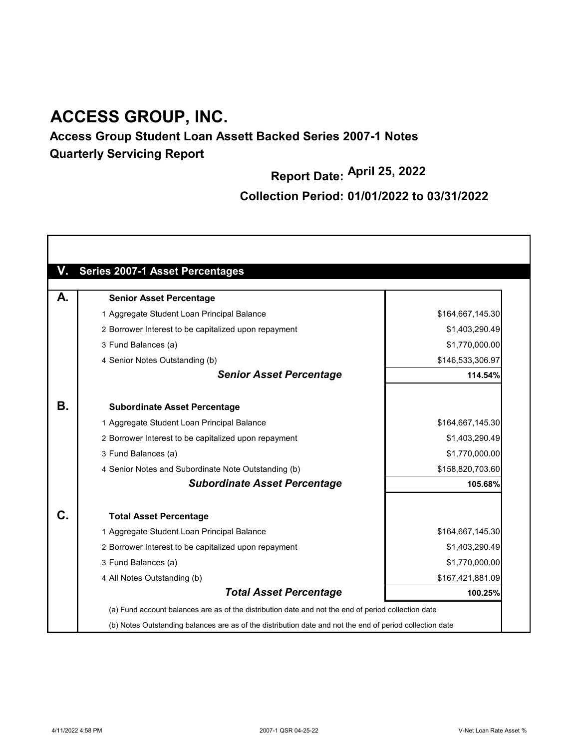# ACCESS GROUP, INC.

**Access Group Student Loan Assett Backed Series 2007-1 Notes**

**Quarterly Servicing Report**

**Report Date: April 25, 2022**

**Collection Period: 01/01/2022 to 03/31/2022**

## V. Series 2007-1 Asset Percentages

| | | |
|---|---|---|
| **A.** | **Senior Asset Percentage** | |
| | 1 Aggregate Student Loan Principal Balance | $164,667,145.30 |
| | 2 Borrower Interest to be capitalized upon repayment | $1,403,290.49 |
| | 3 Fund Balances (a) | $1,770,000.00 |
| | 4 Senior Notes Outstanding (b) | $146,533,306.97 |
| | ***Senior Asset Percentage*** | **114.54%** |
| **B.** | **Subordinate Asset Percentage** | |
| | 1 Aggregate Student Loan Principal Balance | $164,667,145.30 |
| | 2 Borrower Interest to be capitalized upon repayment | $1,403,290.49 |
| | 3 Fund Balances (a) | $1,770,000.00 |
| | 4 Senior Notes and Subordinate Note Outstanding (b) | $158,820,703.60 |
| | ***Subordinate Asset Percentage*** | **105.68%** |
| **C.** | **Total Asset Percentage** | |
| | 1 Aggregate Student Loan Principal Balance | $164,667,145.30 |
| | 2 Borrower Interest to be capitalized upon repayment | $1,403,290.49 |
| | 3 Fund Balances (a) | $1,770,000.00 |
| | 4 All Notes Outstanding (b) | $167,421,881.09 |
| | ***Total Asset Percentage*** | **100.25%** |

(a) Fund account balances are as of the distribution date and not the end of period collection date

(b) Notes Outstanding balances are as of the distribution date and not the end of period collection date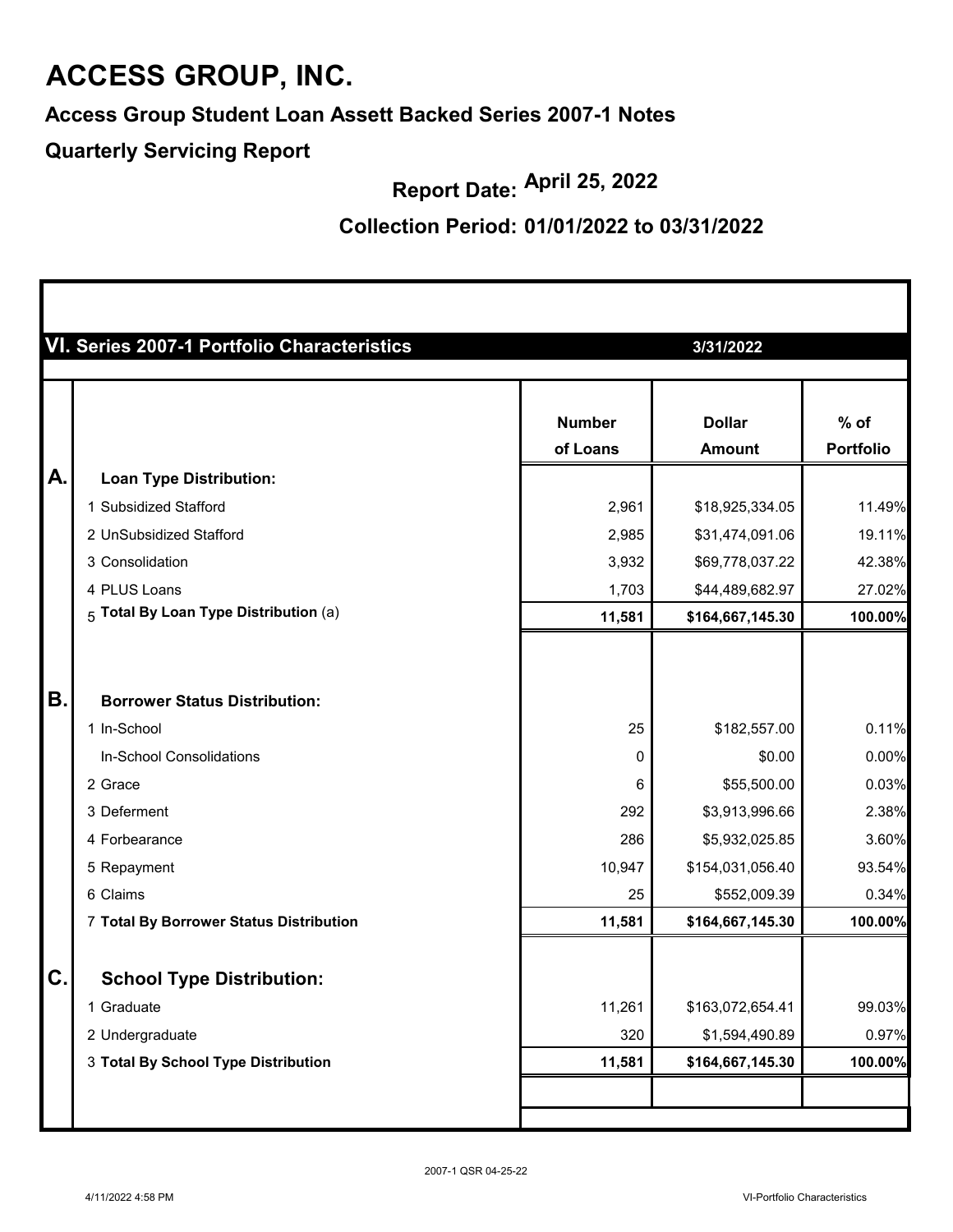# ACCESS GROUP, INC.

## Access Group Student Loan Assett Backed Series 2007-1 Notes

## Quarterly Servicing Report

**Report Date: April 25, 2022**

**Collection Period: 01/01/2022 to 03/31/2022**

### VI. Series 2007-1 Portfolio Characteristics — 3/31/2022

| | | Number of Loans | Dollar Amount | % of Portfolio |
|---|---|---|---|---|
| **A.** | **Loan Type Distribution:** | | | |
| | 1 Subsidized Stafford | 2,961 | $18,925,334.05 | 11.49% |
| | 2 UnSubsidized Stafford | 2,985 | $31,474,091.06 | 19.11% |
| | 3 Consolidation | 3,932 | $69,778,037.22 | 42.38% |
| | 4 PLUS Loans | 1,703 | $44,489,682.97 | 27.02% |
| | 5 **Total By Loan Type Distribution** (a) | **11,581** | **$164,667,145.30** | **100.00%** |
| **B.** | **Borrower Status Distribution:** | | | |
| | 1 In-School | 25 | $182,557.00 | 0.11% |
| | In-School Consolidations | 0 | $0.00 | 0.00% |
| | 2 Grace | 6 | $55,500.00 | 0.03% |
| | 3 Deferment | 292 | $3,913,996.66 | 2.38% |
| | 4 Forbearance | 286 | $5,932,025.85 | 3.60% |
| | 5 Repayment | 10,947 | $154,031,056.40 | 93.54% |
| | 6 Claims | 25 | $552,009.39 | 0.34% |
| | 7 **Total By Borrower Status Distribution** | **11,581** | **$164,667,145.30** | **100.00%** |
| **C.** | **School Type Distribution:** | | | |
| | 1 Graduate | 11,261 | $163,072,654.41 | 99.03% |
| | 2 Undergraduate | 320 | $1,594,490.89 | 0.97% |
| | 3 **Total By School Type Distribution** | **11,581** | **$164,667,145.30** | **100.00%** |

2007-1 QSR 04-25-22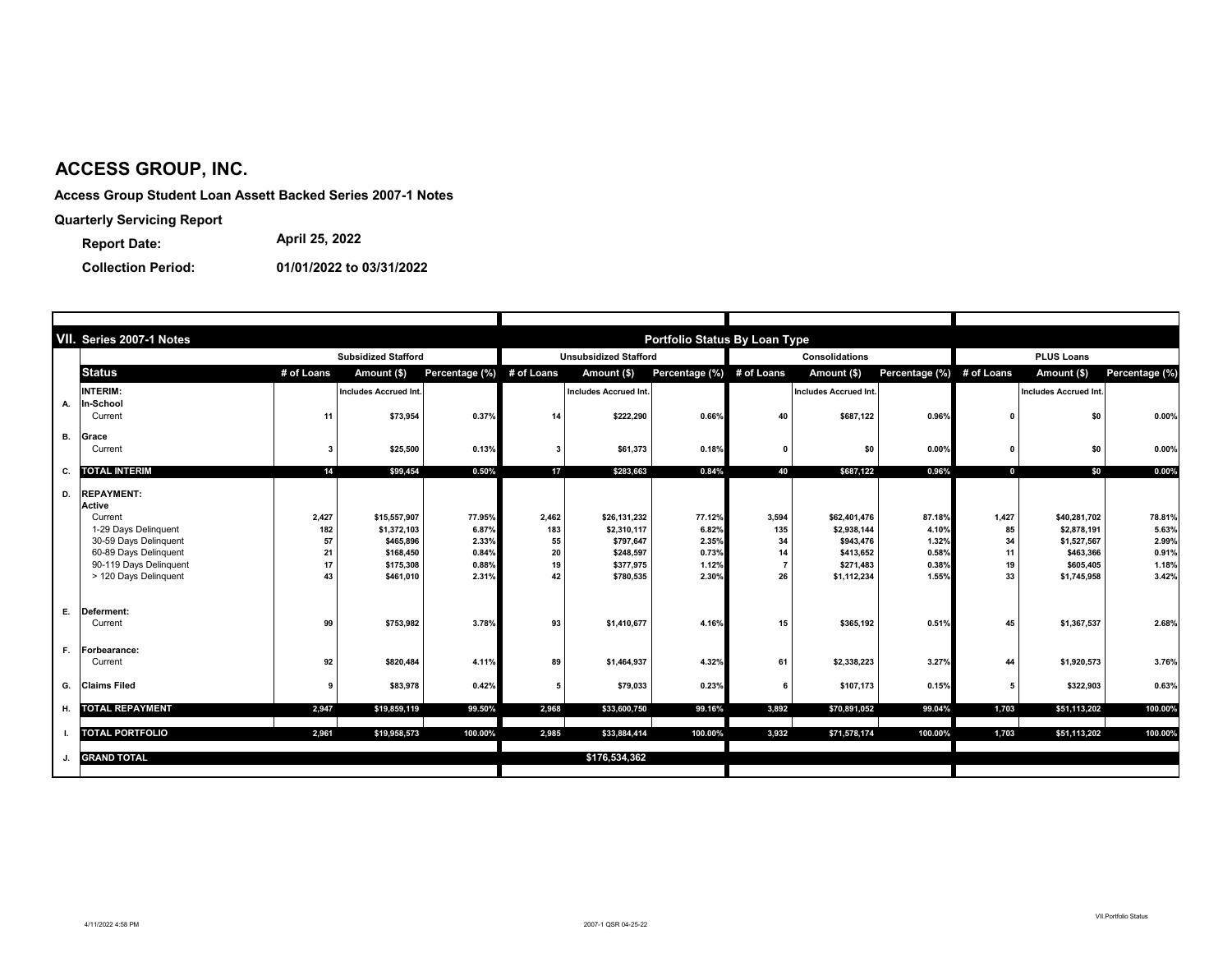# ACCESS GROUP, INC.

**Access Group Student Loan Assett Backed Series 2007-1 Notes**

**Quarterly Servicing Report**

**Report Date:** April 25, 2022

**Collection Period:** 01/01/2022 to 03/31/2022

| | VII. Series 2007-1 Notes | Portfolio Status By Loan Type | | | | | | | | | | | |
|---|---|---|---|---|---|---|---|---|---|---|---|---|---|
| | | Subsidized Stafford | | | Unsubsidized Stafford | | | Consolidations | | | PLUS Loans | | |
| | **Status** | # of Loans | Amount ($) | Percentage (%) | # of Loans | Amount ($) | Percentage (%) | # of Loans | Amount ($) | Percentage (%) | # of Loans | Amount ($) | Percentage (%) |
| | **INTERIM:** | | Includes Accrued Int. | | | Includes Accrued Int. | | | Includes Accrued Int. | | | Includes Accrued Int. | |
| A. | **In-School** | | | | | | | | | | | | |
| | Current | 11 | $73,954 | 0.37% | 14 | $222,290 | 0.66% | 40 | $687,122 | 0.96% | 0 | $0 | 0.00% |
| B. | **Grace** | | | | | | | | | | | | |
| | Current | 3 | $25,500 | 0.13% | 3 | $61,373 | 0.18% | 0 | $0 | 0.00% | 0 | $0 | 0.00% |
| C. | **TOTAL INTERIM** | 14 | $99,454 | 0.50% | 17 | $283,663 | 0.84% | 40 | $687,122 | 0.96% | 0 | $0 | 0.00% |
| D. | **REPAYMENT:** | | | | | | | | | | | | |
| | **Active** | | | | | | | | | | | | |
| | Current | 2,427 | $15,557,907 | 77.95% | 2,462 | $26,131,232 | 77.12% | 3,594 | $62,401,476 | 87.18% | 1,427 | $40,281,702 | 78.81% |
| | 1-29 Days Delinquent | 182 | $1,372,103 | 6.87% | 183 | $2,310,117 | 6.82% | 135 | $2,938,144 | 4.10% | 85 | $2,878,191 | 5.63% |
| | 30-59 Days Delinquent | 57 | $465,896 | 2.33% | 55 | $797,647 | 2.35% | 34 | $943,476 | 1.32% | 34 | $1,527,567 | 2.99% |
| | 60-89 Days Delinquent | 21 | $168,450 | 0.84% | 20 | $248,597 | 0.73% | 14 | $413,652 | 0.58% | 11 | $463,366 | 0.91% |
| | 90-119 Days Delinquent | 17 | $175,308 | 0.88% | 19 | $377,975 | 1.12% | 7 | $271,483 | 0.38% | 19 | $605,405 | 1.18% |
| | > 120 Days Delinquent | 43 | $461,010 | 2.31% | 42 | $780,535 | 2.30% | 26 | $1,112,234 | 1.55% | 33 | $1,745,958 | 3.42% |
| E. | **Deferment:** | | | | | | | | | | | | |
| | Current | 99 | $753,982 | 3.78% | 93 | $1,410,677 | 4.16% | 15 | $365,192 | 0.51% | 45 | $1,367,537 | 2.68% |
| F. | **Forbearance:** | | | | | | | | | | | | |
| | Current | 92 | $820,484 | 4.11% | 89 | $1,464,937 | 4.32% | 61 | $2,338,223 | 3.27% | 44 | $1,920,573 | 3.76% |
| G. | **Claims Filed** | 9 | $83,978 | 0.42% | 5 | $79,033 | 0.23% | 6 | $107,173 | 0.15% | 5 | $322,903 | 0.63% |
| H. | **TOTAL REPAYMENT** | 2,947 | $19,859,119 | 99.50% | 2,968 | $33,600,750 | 99.16% | 3,892 | $70,891,052 | 99.04% | 1,703 | $51,113,202 | 100.00% |
| I. | **TOTAL PORTFOLIO** | 2,961 | $19,958,573 | 100.00% | 2,985 | $33,884,414 | 100.00% | 3,932 | $71,578,174 | 100.00% | 1,703 | $51,113,202 | 100.00% |
| J. | **GRAND TOTAL** | | | | | $176,534,362 | | | | | | | |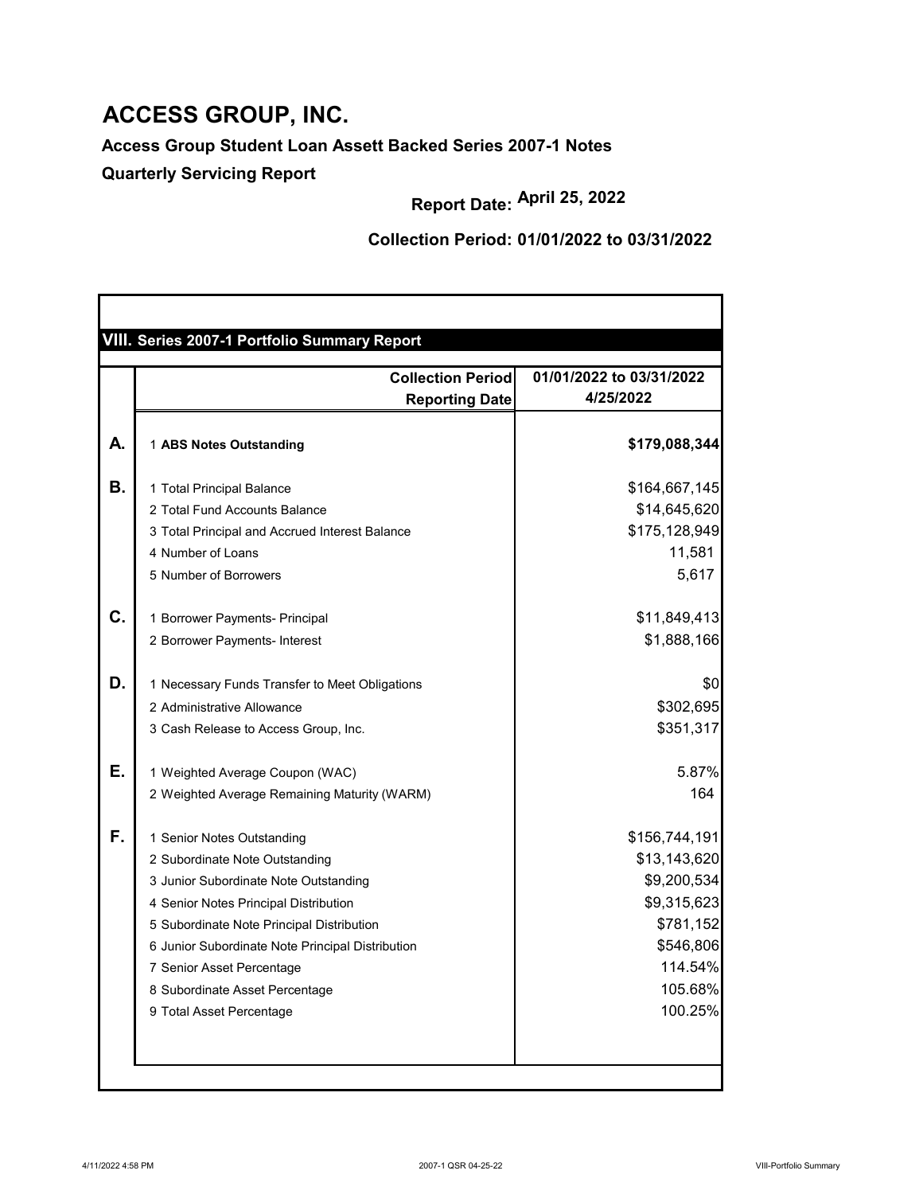# ACCESS GROUP, INC.

**Access Group Student Loan Assett Backed Series 2007-1 Notes**

**Quarterly Servicing Report**

**Report Date: April 25, 2022**

**Collection Period: 01/01/2022 to 03/31/2022**

## VIII. Series 2007-1 Portfolio Summary Report

| | Collection Period<br>Reporting Date | 01/01/2022 to 03/31/2022<br>4/25/2022 |
|---|---|---|
| **A.** | 1 **ABS Notes Outstanding** | **$179,088,344** |
| **B.** | 1 Total Principal Balance | $164,667,145 |
| | 2 Total Fund Accounts Balance | $14,645,620 |
| | 3 Total Principal and Accrued Interest Balance | $175,128,949 |
| | 4 Number of Loans | 11,581 |
| | 5 Number of Borrowers | 5,617 |
| **C.** | 1 Borrower Payments- Principal | $11,849,413 |
| | 2 Borrower Payments- Interest | $1,888,166 |
| **D.** | 1 Necessary Funds Transfer to Meet Obligations | $0 |
| | 2 Administrative Allowance | $302,695 |
| | 3 Cash Release to Access Group, Inc. | $351,317 |
| **E.** | 1 Weighted Average Coupon (WAC) | 5.87% |
| | 2 Weighted Average Remaining Maturity (WARM) | 164 |
| **F.** | 1 Senior Notes Outstanding | $156,744,191 |
| | 2 Subordinate Note Outstanding | $13,143,620 |
| | 3 Junior Subordinate Note Outstanding | $9,200,534 |
| | 4 Senior Notes Principal Distribution | $9,315,623 |
| | 5 Subordinate Note Principal Distribution | $781,152 |
| | 6 Junior Subordinate Note Principal Distribution | $546,806 |
| | 7 Senior Asset Percentage | 114.54% |
| | 8 Subordinate Asset Percentage | 105.68% |
| | 9 Total Asset Percentage | 100.25% |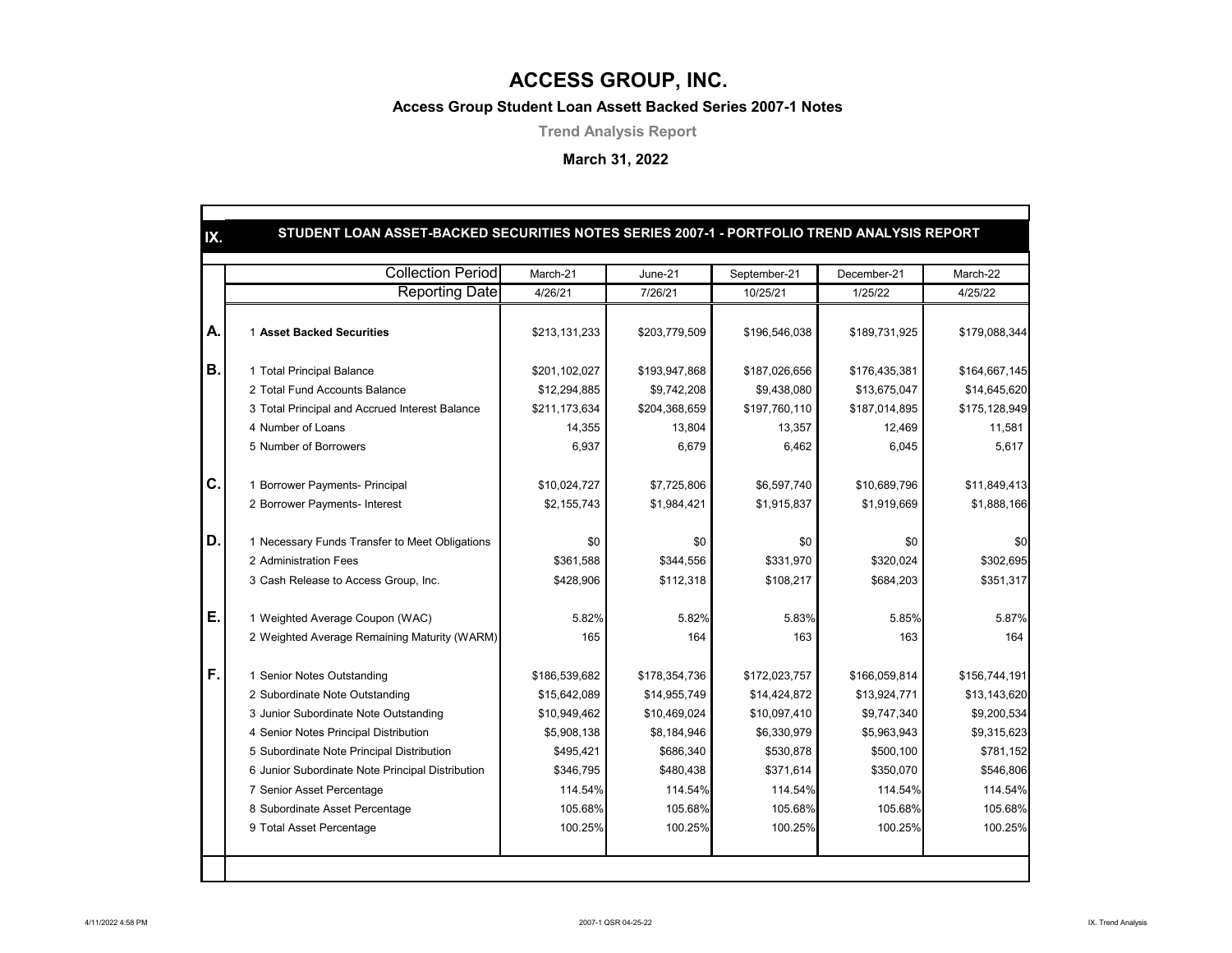# ACCESS GROUP, INC.

### Access Group Student Loan Assett Backed Series 2007-1 Notes

**Trend Analysis Report**

**March 31, 2022**

## IX. STUDENT LOAN ASSET-BACKED SECURITIES NOTES SERIES 2007-1 - PORTFOLIO TREND ANALYSIS REPORT

| | Collection Period | March-21 | June-21 | September-21 | December-21 | March-22 |
|---|---|---|---|---|---|---|
| | Reporting Date | 4/26/21 | 7/26/21 | 10/25/21 | 1/25/22 | 4/25/22 |
| **A.** | 1 **Asset Backed Securities** | $213,131,233 | $203,779,509 | $196,546,038 | $189,731,925 | $179,088,344 |
| **B.** | 1 Total Principal Balance | $201,102,027 | $193,947,868 | $187,026,656 | $176,435,381 | $164,667,145 |
| | 2 Total Fund Accounts Balance | $12,294,885 | $9,742,208 | $9,438,080 | $13,675,047 | $14,645,620 |
| | 3 Total Principal and Accrued Interest Balance | $211,173,634 | $204,368,659 | $197,760,110 | $187,014,895 | $175,128,949 |
| | 4 Number of Loans | 14,355 | 13,804 | 13,357 | 12,469 | 11,581 |
| | 5 Number of Borrowers | 6,937 | 6,679 | 6,462 | 6,045 | 5,617 |
| **C.** | 1 Borrower Payments- Principal | $10,024,727 | $7,725,806 | $6,597,740 | $10,689,796 | $11,849,413 |
| | 2 Borrower Payments- Interest | $2,155,743 | $1,984,421 | $1,915,837 | $1,919,669 | $1,888,166 |
| **D.** | 1 Necessary Funds Transfer to Meet Obligations | $0 | $0 | $0 | $0 | $0 |
| | 2 Administration Fees | $361,588 | $344,556 | $331,970 | $320,024 | $302,695 |
| | 3 Cash Release to Access Group, Inc. | $428,906 | $112,318 | $108,217 | $684,203 | $351,317 |
| **E.** | 1 Weighted Average Coupon (WAC) | 5.82% | 5.82% | 5.83% | 5.85% | 5.87% |
| | 2 Weighted Average Remaining Maturity (WARM) | 165 | 164 | 163 | 163 | 164 |
| **F.** | 1 Senior Notes Outstanding | $186,539,682 | $178,354,736 | $172,023,757 | $166,059,814 | $156,744,191 |
| | 2 Subordinate Note Outstanding | $15,642,089 | $14,955,749 | $14,424,872 | $13,924,771 | $13,143,620 |
| | 3 Junior Subordinate Note Outstanding | $10,949,462 | $10,469,024 | $10,097,410 | $9,747,340 | $9,200,534 |
| | 4 Senior Notes Principal Distribution | $5,908,138 | $8,184,946 | $6,330,979 | $5,963,943 | $9,315,623 |
| | 5 Subordinate Note Principal Distribution | $495,421 | $686,340 | $530,878 | $500,100 | $781,152 |
| | 6 Junior Subordinate Note Principal Distribution | $346,795 | $480,438 | $371,614 | $350,070 | $546,806 |
| | 7 Senior Asset Percentage | 114.54% | 114.54% | 114.54% | 114.54% | 114.54% |
| | 8 Subordinate Asset Percentage | 105.68% | 105.68% | 105.68% | 105.68% | 105.68% |
| | 9 Total Asset Percentage | 100.25% | 100.25% | 100.25% | 100.25% | 100.25% |